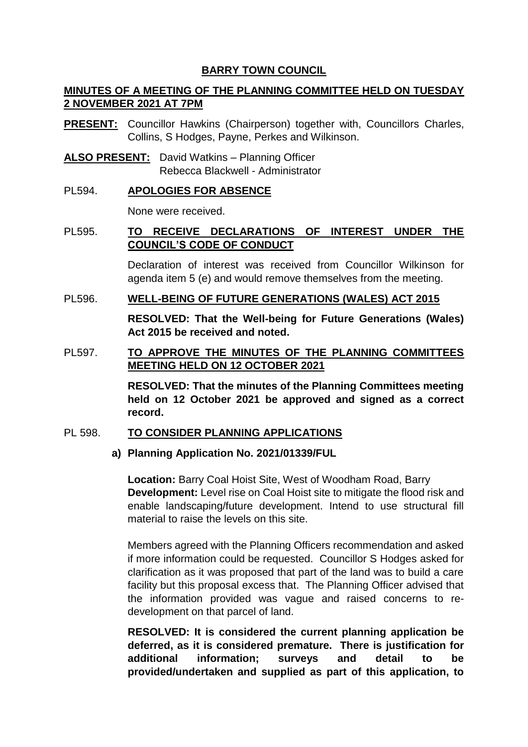# **BARRY TOWN COUNCIL**

## **MINUTES OF A MEETING OF THE PLANNING COMMITTEE HELD ON TUESDAY 2 NOVEMBER 2021 AT 7PM**

**PRESENT:** Councillor Hawkins (Chairperson) together with, Councillors Charles, Collins, S Hodges, Payne, Perkes and Wilkinson.

**ALSO PRESENT:** David Watkins – Planning Officer
Rebecca Blackwell - Administrator

PL594. **APOLOGIES FOR ABSENCE**

None were received.

PL595. **TO RECEIVE DECLARATIONS OF INTEREST UNDER THE COUNCIL'S CODE OF CONDUCT**

Declaration of interest was received from Councillor Wilkinson for agenda item 5 (e) and would remove themselves from the meeting.

PL596. **WELL-BEING OF FUTURE GENERATIONS (WALES) ACT 2015**

**RESOLVED: That the Well-being for Future Generations (Wales) Act 2015 be received and noted.**

PL597. **TO APPROVE THE MINUTES OF THE PLANNING COMMITTEES MEETING HELD ON 12 OCTOBER 2021**

**RESOLVED: That the minutes of the Planning Committees meeting held on 12 October 2021 be approved and signed as a correct record.**

PL 598. **TO CONSIDER PLANNING APPLICATIONS**

**a) Planning Application No. 2021/01339/FUL**

**Location:** Barry Coal Hoist Site, West of Woodham Road, Barry
**Development:** Level rise on Coal Hoist site to mitigate the flood risk and enable landscaping/future development. Intend to use structural fill material to raise the levels on this site.

Members agreed with the Planning Officers recommendation and asked if more information could be requested. Councillor S Hodges asked for clarification as it was proposed that part of the land was to build a care facility but this proposal excess that. The Planning Officer advised that the information provided was vague and raised concerns to re-development on that parcel of land.

**RESOLVED: It is considered the current planning application be deferred, as it is considered premature. There is justification for additional information; surveys and detail to be provided/undertaken and supplied as part of this application, to**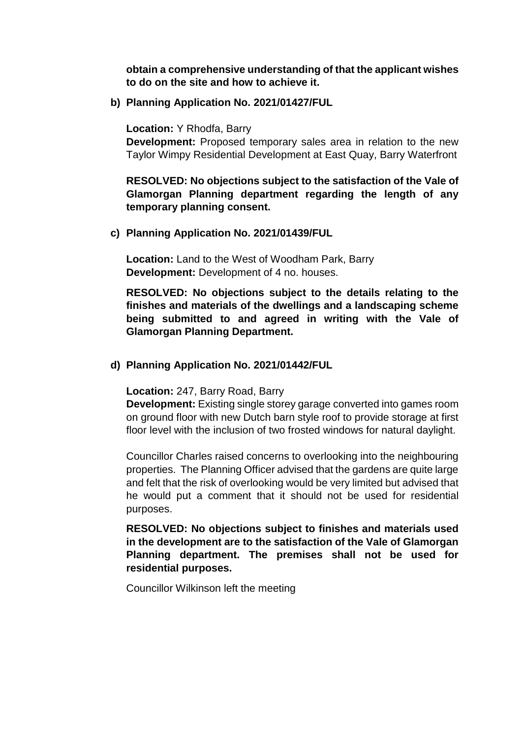**obtain a comprehensive understanding of that the applicant wishes to do on the site and how to achieve it.**

**b) Planning Application No. 2021/01427/FUL**

**Location:** Y Rhodfa, Barry
**Development:** Proposed temporary sales area in relation to the new Taylor Wimpy Residential Development at East Quay, Barry Waterfront

**RESOLVED: No objections subject to the satisfaction of the Vale of Glamorgan Planning department regarding the length of any temporary planning consent.**

**c) Planning Application No. 2021/01439/FUL**

**Location:** Land to the West of Woodham Park, Barry
**Development:** Development of 4 no. houses.

**RESOLVED: No objections subject to the details relating to the finishes and materials of the dwellings and a landscaping scheme being submitted to and agreed in writing with the Vale of Glamorgan Planning Department.**

**d) Planning Application No. 2021/01442/FUL**

**Location:** 247, Barry Road, Barry
**Development:** Existing single storey garage converted into games room on ground floor with new Dutch barn style roof to provide storage at first floor level with the inclusion of two frosted windows for natural daylight.

Councillor Charles raised concerns to overlooking into the neighbouring properties. The Planning Officer advised that the gardens are quite large and felt that the risk of overlooking would be very limited but advised that he would put a comment that it should not be used for residential purposes.

**RESOLVED: No objections subject to finishes and materials used in the development are to the satisfaction of the Vale of Glamorgan Planning department. The premises shall not be used for residential purposes.**

Councillor Wilkinson left the meeting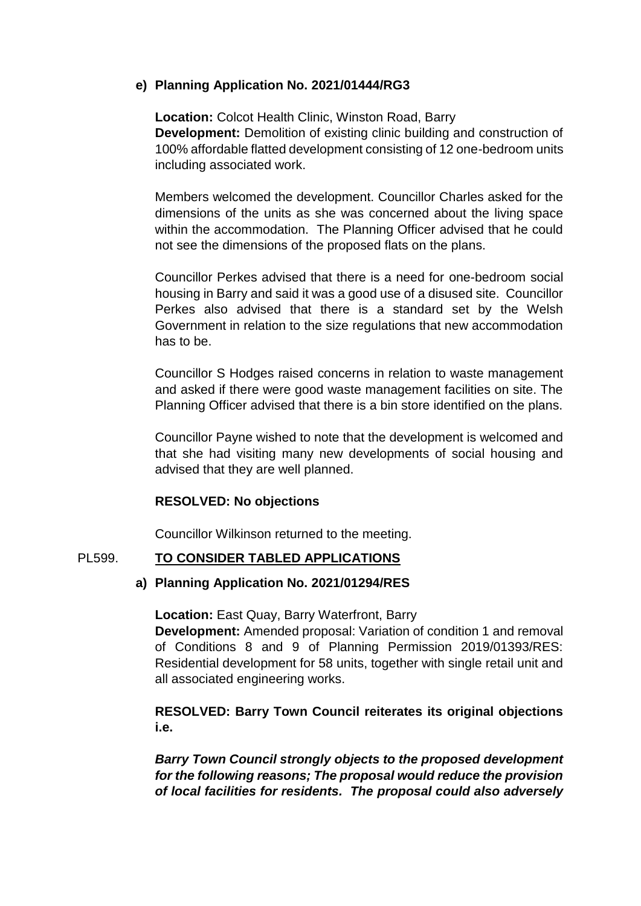**e) Planning Application No. 2021/01444/RG3**

**Location:** Colcot Health Clinic, Winston Road, Barry
**Development:** Demolition of existing clinic building and construction of 100% affordable flatted development consisting of 12 one-bedroom units including associated work.

Members welcomed the development. Councillor Charles asked for the dimensions of the units as she was concerned about the living space within the accommodation. The Planning Officer advised that he could not see the dimensions of the proposed flats on the plans.

Councillor Perkes advised that there is a need for one-bedroom social housing in Barry and said it was a good use of a disused site. Councillor Perkes also advised that there is a standard set by the Welsh Government in relation to the size regulations that new accommodation has to be.

Councillor S Hodges raised concerns in relation to waste management and asked if there were good waste management facilities on site. The Planning Officer advised that there is a bin store identified on the plans.

Councillor Payne wished to note that the development is welcomed and that she had visiting many new developments of social housing and advised that they are well planned.

**RESOLVED: No objections**

Councillor Wilkinson returned to the meeting.

PL599. **TO CONSIDER TABLED APPLICATIONS**

**a) Planning Application No. 2021/01294/RES**

**Location:** East Quay, Barry Waterfront, Barry
**Development:** Amended proposal: Variation of condition 1 and removal of Conditions 8 and 9 of Planning Permission 2019/01393/RES: Residential development for 58 units, together with single retail unit and all associated engineering works.

**RESOLVED: Barry Town Council reiterates its original objections i.e.**

***Barry Town Council strongly objects to the proposed development for the following reasons; The proposal would reduce the provision of local facilities for residents. The proposal could also adversely***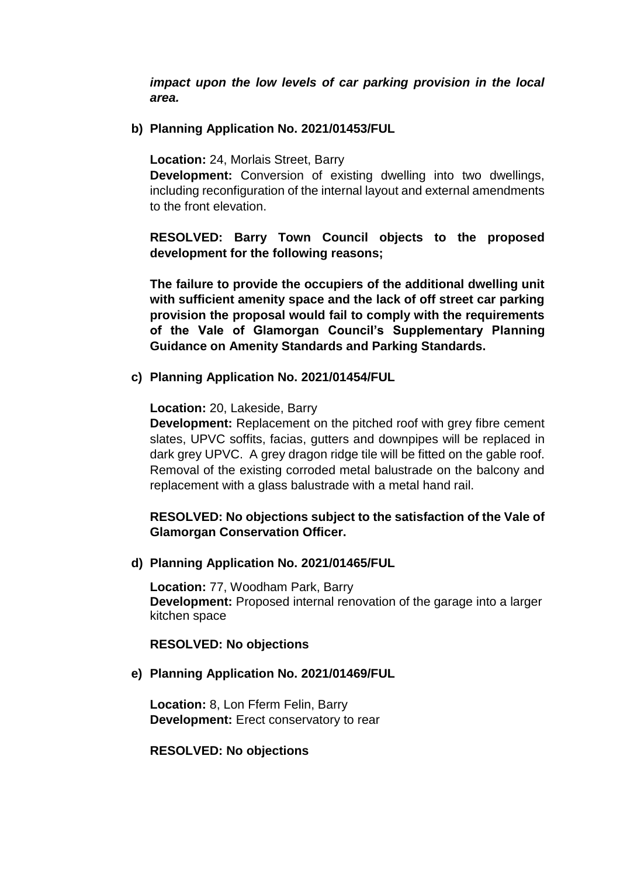***impact upon the low levels of car parking provision in the local area.***

**b) Planning Application No. 2021/01453/FUL**

**Location:** 24, Morlais Street, Barry
**Development:** Conversion of existing dwelling into two dwellings, including reconfiguration of the internal layout and external amendments to the front elevation.

**RESOLVED: Barry Town Council objects to the proposed development for the following reasons;**

**The failure to provide the occupiers of the additional dwelling unit with sufficient amenity space and the lack of off street car parking provision the proposal would fail to comply with the requirements of the Vale of Glamorgan Council's Supplementary Planning Guidance on Amenity Standards and Parking Standards.**

**c) Planning Application No. 2021/01454/FUL**

**Location:** 20, Lakeside, Barry
**Development:** Replacement on the pitched roof with grey fibre cement slates, UPVC soffits, facias, gutters and downpipes will be replaced in dark grey UPVC. A grey dragon ridge tile will be fitted on the gable roof. Removal of the existing corroded metal balustrade on the balcony and replacement with a glass balustrade with a metal hand rail.

**RESOLVED: No objections subject to the satisfaction of the Vale of Glamorgan Conservation Officer.**

**d) Planning Application No. 2021/01465/FUL**

**Location:** 77, Woodham Park, Barry
**Development:** Proposed internal renovation of the garage into a larger kitchen space

**RESOLVED: No objections**

**e) Planning Application No. 2021/01469/FUL**

**Location:** 8, Lon Fferm Felin, Barry
**Development:** Erect conservatory to rear

**RESOLVED: No objections**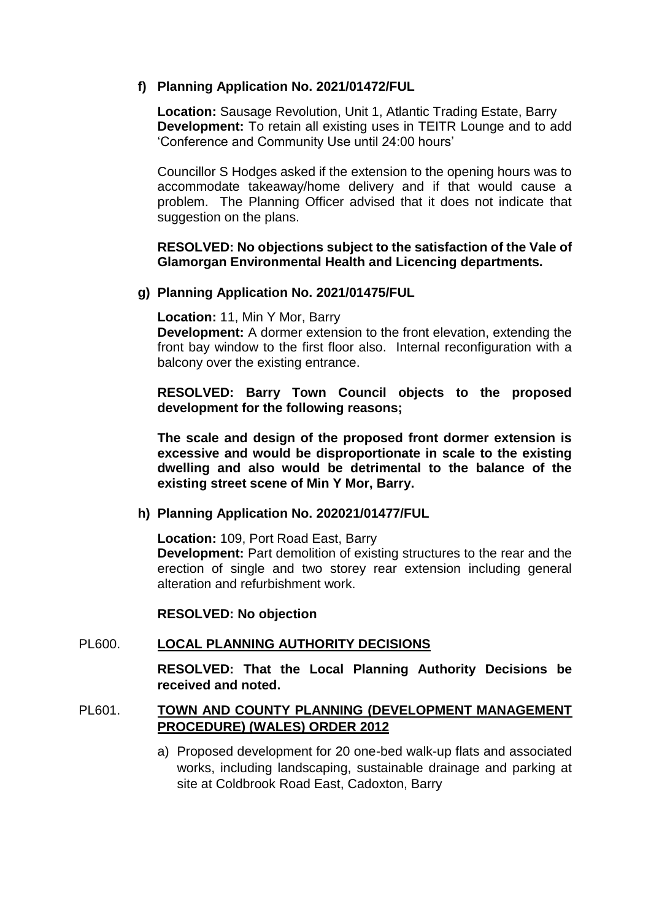**f) Planning Application No. 2021/01472/FUL**

**Location:** Sausage Revolution, Unit 1, Atlantic Trading Estate, Barry
**Development:** To retain all existing uses in TEITR Lounge and to add 'Conference and Community Use until 24:00 hours'

Councillor S Hodges asked if the extension to the opening hours was to accommodate takeaway/home delivery and if that would cause a problem. The Planning Officer advised that it does not indicate that suggestion on the plans.

**RESOLVED: No objections subject to the satisfaction of the Vale of Glamorgan Environmental Health and Licencing departments.**

**g) Planning Application No. 2021/01475/FUL**

**Location:** 11, Min Y Mor, Barry
**Development:** A dormer extension to the front elevation, extending the front bay window to the first floor also. Internal reconfiguration with a balcony over the existing entrance.

**RESOLVED: Barry Town Council objects to the proposed development for the following reasons;**

**The scale and design of the proposed front dormer extension is excessive and would be disproportionate in scale to the existing dwelling and also would be detrimental to the balance of the existing street scene of Min Y Mor, Barry.**

**h) Planning Application No. 202021/01477/FUL**

**Location:** 109, Port Road East, Barry
**Development:** Part demolition of existing structures to the rear and the erection of single and two storey rear extension including general alteration and refurbishment work.

**RESOLVED: No objection**

PL600. **LOCAL PLANNING AUTHORITY DECISIONS**

**RESOLVED: That the Local Planning Authority Decisions be received and noted.**

PL601. **TOWN AND COUNTY PLANNING (DEVELOPMENT MANAGEMENT PROCEDURE) (WALES) ORDER 2012**

a) Proposed development for 20 one-bed walk-up flats and associated works, including landscaping, sustainable drainage and parking at site at Coldbrook Road East, Cadoxton, Barry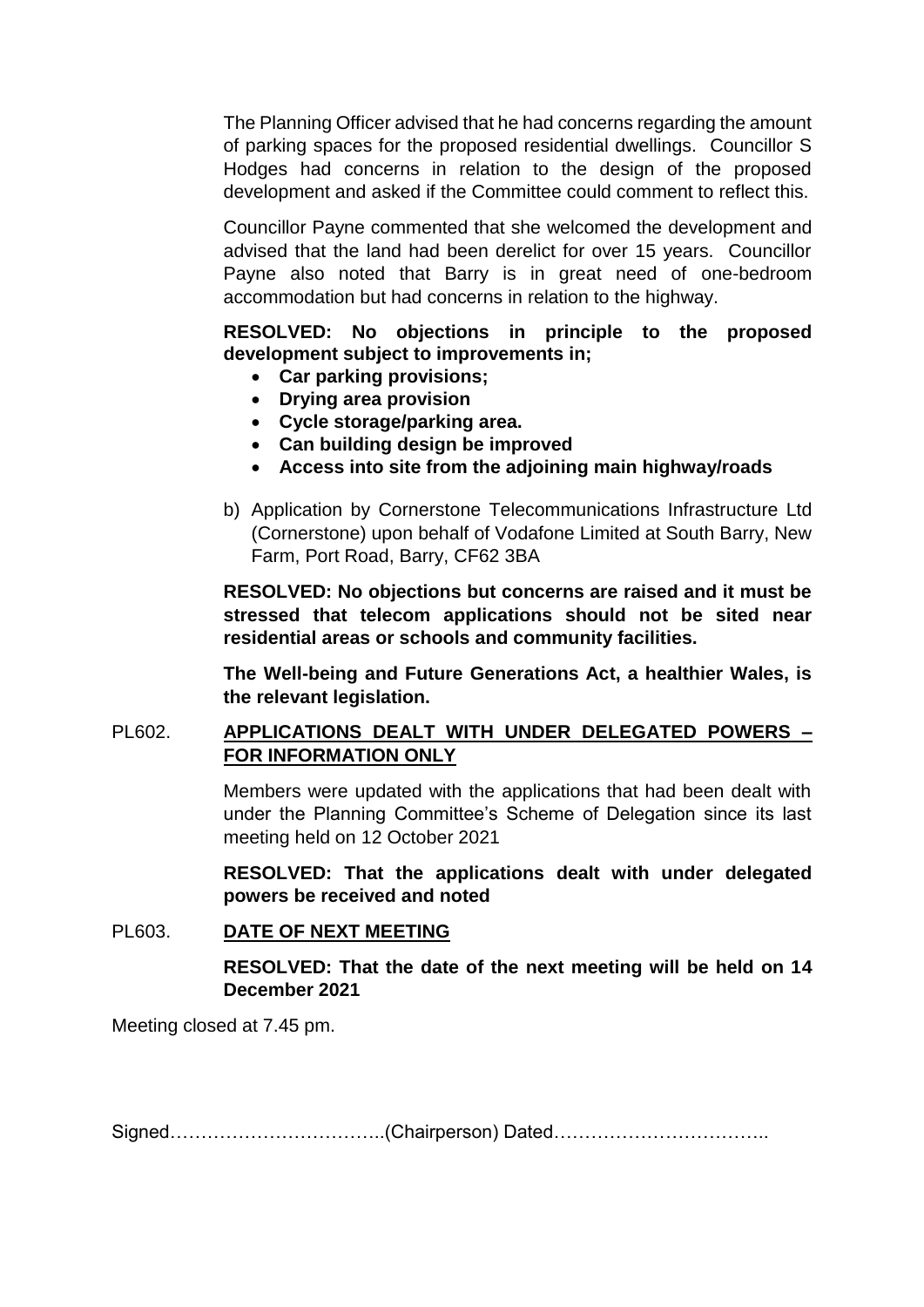The Planning Officer advised that he had concerns regarding the amount of parking spaces for the proposed residential dwellings. Councillor S Hodges had concerns in relation to the design of the proposed development and asked if the Committee could comment to reflect this.

Councillor Payne commented that she welcomed the development and advised that the land had been derelict for over 15 years. Councillor Payne also noted that Barry is in great need of one-bedroom accommodation but had concerns in relation to the highway.

**RESOLVED: No objections in principle to the proposed development subject to improvements in;**

- **Car parking provisions;**
- **Drying area provision**
- **Cycle storage/parking area.**
- **Can building design be improved**
- **Access into site from the adjoining main highway/roads**

b) Application by Cornerstone Telecommunications Infrastructure Ltd (Cornerstone) upon behalf of Vodafone Limited at South Barry, New Farm, Port Road, Barry, CF62 3BA

**RESOLVED: No objections but concerns are raised and it must be stressed that telecom applications should not be sited near residential areas or schools and community facilities.**

**The Well-being and Future Generations Act, a healthier Wales, is the relevant legislation.**

PL602. **<u>APPLICATIONS DEALT WITH UNDER DELEGATED POWERS – FOR INFORMATION ONLY</u>**

Members were updated with the applications that had been dealt with under the Planning Committee's Scheme of Delegation since its last meeting held on 12 October 2021

**RESOLVED: That the applications dealt with under delegated powers be received and noted**

PL603. **<u>DATE OF NEXT MEETING</u>**

**RESOLVED: That the date of the next meeting will be held on 14 December 2021**

Meeting closed at 7.45 pm.

Signed……………………………..(Chairperson) Dated……………………………..